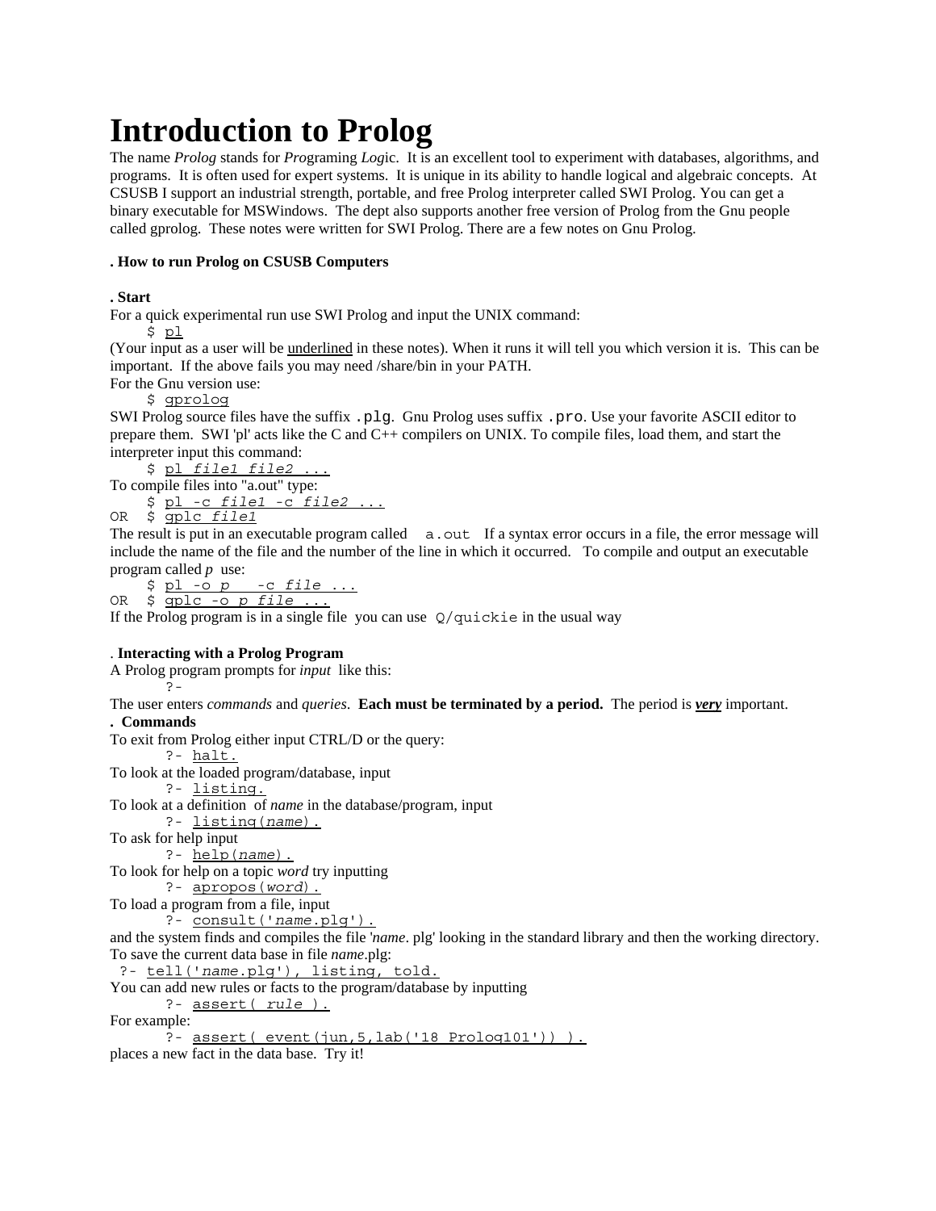# Introduction to Prolog

The name *Prolog* stands for *Pro*graming *Log*ic. It is an excellent tool to experiment with databases, algorithms, and programs. It is often used for expert systems. It is unique in its ability to handle logical and algebraic concepts. At CSUSB I support an industrial strength, portable, and free Prolog interpreter called SWI Prolog. You can get a binary executable for MSWindows. The dept also supports another free version of Prolog from the Gnu people called gprolog. These notes were written for SWI Prolog. There are a few notes on Gnu Prolog.

**. How to run Prolog on CSUSB Computers**

**. Start**

For a quick experimental run use SWI Prolog and input the UNIX command:

```
    $ pl
```

(Your input as a user will be underlined in these notes). When it runs it will tell you which version it is. This can be important. If the above fails you may need /share/bin in your PATH.

For the Gnu version use:

```
    $ gprolog
```

SWI Prolog source files have the suffix `.plg`. Gnu Prolog uses suffix `.pro`. Use your favorite ASCII editor to prepare them. SWI 'pl' acts like the C and C++ compilers on UNIX. To compile files, load them, and start the interpreter input this command:

```
    $ pl file1 file2 ...
```

To compile files into "a.out" type:

```
    $ pl -c file1 -c file2 ...
OR  $ gplc file1
```

The result is put in an executable program called `a.out` If a syntax error occurs in a file, the error message will include the name of the file and the number of the line in which it occurred. To compile and output an executable program called *p* use:

```
    $ pl -o p   -c file ...
OR  $ gplc -o p file ...
```

If the Prolog program is in a single file you can use `Q/quickie` in the usual way

**. Interacting with a Prolog Program**

A Prolog program prompts for *input* like this:

```
    ?-
```

The user enters *commands* and *queries*. **Each must be terminated by a period.** The period is ***very*** important.

**. Commands**

To exit from Prolog either input CTRL/D or the query:

```
    ?- halt.
```

To look at the loaded program/database, input

```
    ?- listing.
```

To look at a definition of *name* in the database/program, input

```
    ?- listing(name).
```

To ask for help input

```
    ?- help(name).
```

To look for help on a topic *word* try inputting

```
    ?- apropos(word).
```

To load a program from a file, input

```
    ?- consult('name.plg').
```

and the system finds and compiles the file '*name*. plg' looking in the standard library and then the working directory.

To save the current data base in file *name*.plg:

```
 ?- tell('name.plg'), listing, told.
```

You can add new rules or facts to the program/database by inputting

```
    ?- assert( rule ).
```

For example:

```
    ?- assert( event(jun,5,lab('18 Prolog101')) ).
```

places a new fact in the data base. Try it!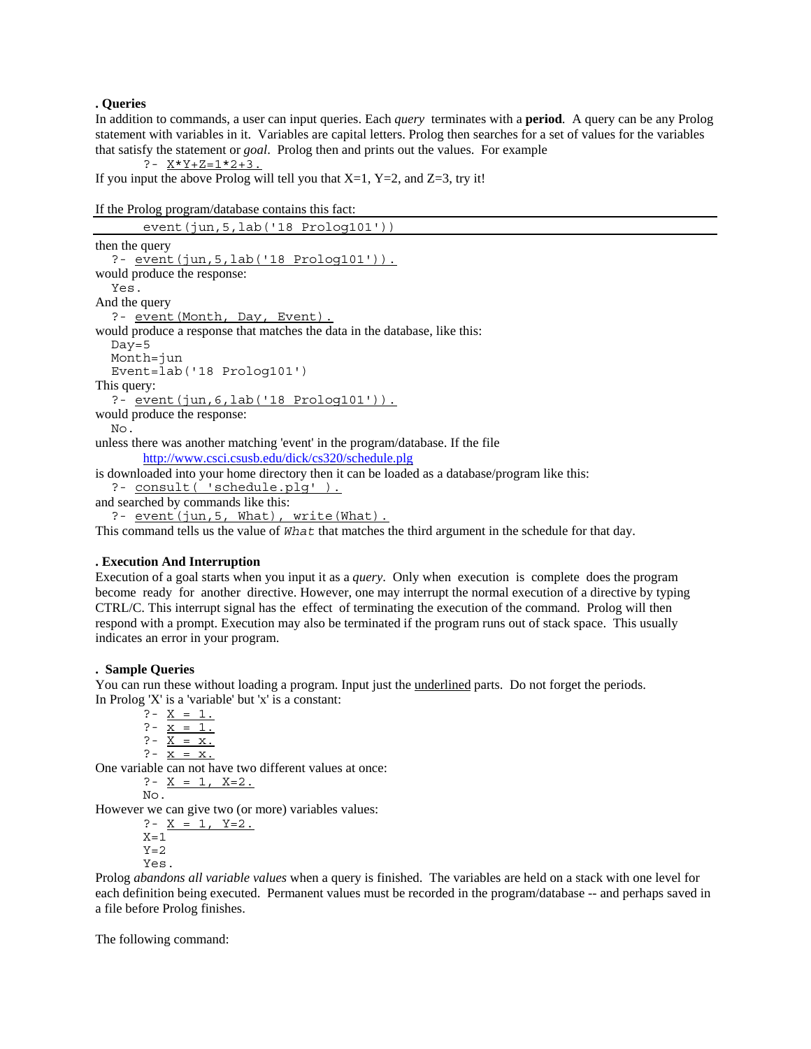### . Queries

In addition to commands, a user can input queries. Each *query* terminates with a **period**. A query can be any Prolog statement with variables in it. Variables are capital letters. Prolog then searches for a set of values for the variables that satisfy the statement or *goal*. Prolog then and prints out the values. For example

```
?- X*Y+Z=1*2+3.
```

If you input the above Prolog will tell you that X=1, Y=2, and Z=3, try it!

If the Prolog program/database contains this fact:

```
event(jun,5,lab('18 Prolog101'))
```

then the query

```
?- event(jun,5,lab('18 Prolog101')).
```

would produce the response:

```
Yes.
```

And the query

```
?- event(Month, Day, Event).
```

would produce a response that matches the data in the database, like this:

```
Day=5
Month=jun
Event=lab('18 Prolog101')
```

This query:

```
?- event(jun,6,lab('18 Prolog101')).
```

would produce the response:

```
No.
```

unless there was another matching 'event' in the program/database. If the file

http://www.csci.csusb.edu/dick/cs320/schedule.plg

is downloaded into your home directory then it can be loaded as a database/program like this:

```
?- consult( 'schedule.plg' ).
```

and searched by commands like this:

```
?- event(jun,5, What), write(What).
```

This command tells us the value of `What` that matches the third argument in the schedule for that day.

### . Execution And Interruption

Execution of a goal starts when you input it as a *query*. Only when execution is complete does the program become ready for another directive. However, one may interrupt the normal execution of a directive by typing CTRL/C. This interrupt signal has the effect of terminating the execution of the command. Prolog will then respond with a prompt. Execution may also be terminated if the program runs out of stack space. This usually indicates an error in your program.

### . Sample Queries

You can run these without loading a program. Input just the underlined parts. Do not forget the periods.
In Prolog 'X' is a 'variable' but 'x' is a constant:

```
?- X = 1.
?- x = 1.
?- X = x.
?- x = x.
```

One variable can not have two different values at once:

```
?- X = 1, X=2.
No.
```

However we can give two (or more) variables values:

```
?- X = 1, Y=2.
X=1
Y=2
Yes.
```

Prolog *abandons all variable values* when a query is finished. The variables are held on a stack with one level for each definition being executed. Permanent values must be recorded in the program/database -- and perhaps saved in a file before Prolog finishes.

The following command: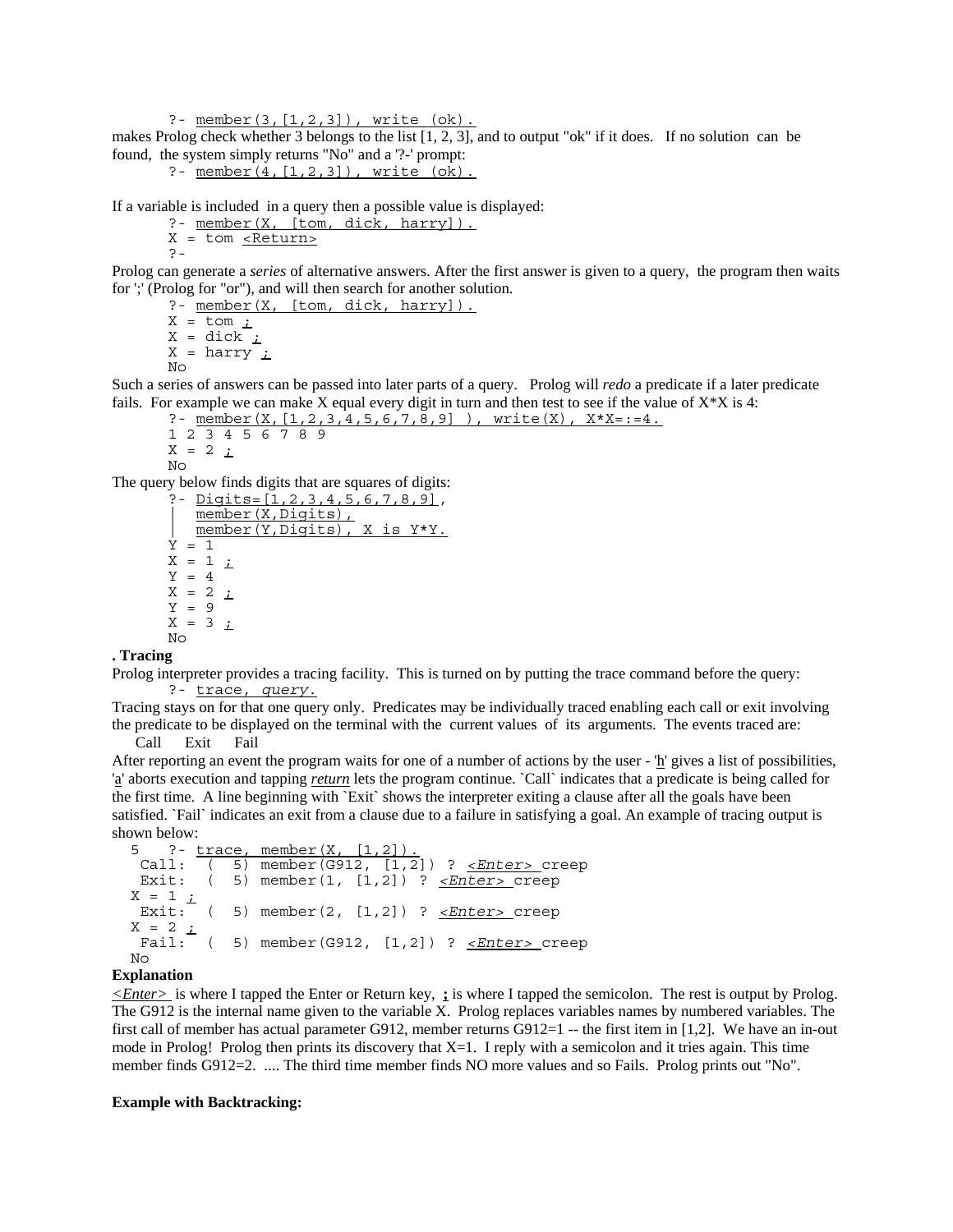```
?- member(3,[1,2,3]), write (ok).
```

makes Prolog check whether 3 belongs to the list [1, 2, 3], and to output "ok" if it does. If no solution can be found, the system simply returns "No" and a '?-' prompt:

```
?- member(4,[1,2,3]), write (ok).
```

If a variable is included in a query then a possible value is displayed:

```
?- member(X, [tom, dick, harry]).
X = tom <Return>
?-
```

Prolog can generate a *series* of alternative answers. After the first answer is given to a query, the program then waits for ';' (Prolog for "or"), and will then search for another solution.

```
?- member(X, [tom, dick, harry]).
X = tom ;
X = dick ;
X = harry ;
No
```

Such a series of answers can be passed into later parts of a query. Prolog will *redo* a predicate if a later predicate fails. For example we can make X equal every digit in turn and then test to see if the value of X*X is 4:

```
?- member(X,[1,2,3,4,5,6,7,8,9] ), write(X), X*X=:=4.
1 2 3 4 5 6 7 8 9
X = 2 ;
No
```

The query below finds digits that are squares of digits:

```
?- Digits=[1,2,3,4,5,6,7,8,9],
|  member(X,Digits),
|  member(Y,Digits), X is Y*Y.
Y = 1
X = 1 ;
Y = 4
X = 2 ;
Y = 9
X = 3 ;
No
```

**. Tracing**

Prolog interpreter provides a tracing facility. This is turned on by putting the trace command before the query:

```
?- trace, query.
```

Tracing stays on for that one query only. Predicates may be individually traced enabling each call or exit involving the predicate to be displayed on the terminal with the current values of its arguments. The events traced are:

Call   Exit   Fail

After reporting an event the program waits for one of a number of actions by the user - 'h' gives a list of possibilities, 'a' aborts execution and tapping ***return*** lets the program continue. `Call` indicates that a predicate is being called for the first time. A line beginning with `Exit` shows the interpreter exiting a clause after all the goals have been satisfied. `Fail` indicates an exit from a clause due to a failure in satisfying a goal. An example of tracing output is shown below:

```
5   ?- trace, member(X, [1,2]).
 Call:  ( 5) member(G912, [1,2]) ? <Enter> creep
 Exit:  ( 5) member(1, [1,2]) ? <Enter> creep
X = 1 ;
 Exit:  ( 5) member(2, [1,2]) ? <Enter> creep
X = 2 ;
 Fail:  ( 5) member(G912, [1,2]) ? <Enter> creep
No
```

**Explanation**

*<Enter>* is where I tapped the Enter or Return key, **;** is where I tapped the semicolon. The rest is output by Prolog. The G912 is the internal name given to the variable X. Prolog replaces variables names by numbered variables. The first call of member has actual parameter G912, member returns G912=1 -- the first item in [1,2]. We have an in-out mode in Prolog! Prolog then prints its discovery that X=1. I reply with a semicolon and it tries again. This time member finds G912=2. .... The third time member finds NO more values and so Fails. Prolog prints out "No".

**Example with Backtracking:**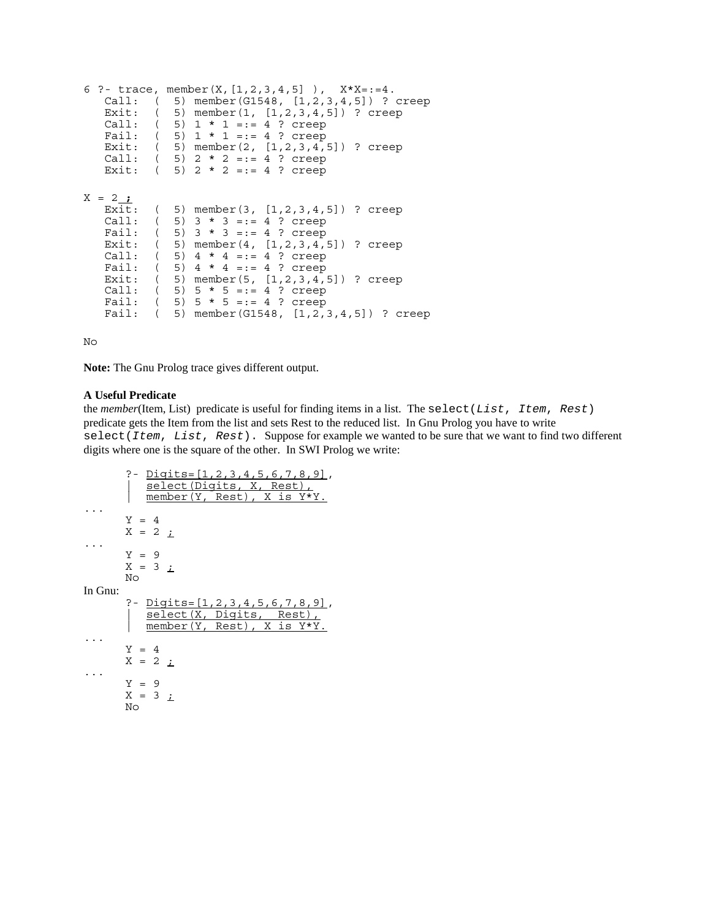```
6 ?- trace, member(X,[1,2,3,4,5] ),  X*X=:=4.
   Call:  (  5) member(G1548, [1,2,3,4,5]) ? creep
   Exit:  (  5) member(1, [1,2,3,4,5]) ? creep
   Call:  (  5) 1 * 1 =:= 4 ? creep
   Fail:  (  5) 1 * 1 =:= 4 ? creep
   Exit:  (  5) member(2, [1,2,3,4,5]) ? creep
   Call:  (  5) 2 * 2 =:= 4 ? creep
   Exit:  (  5) 2 * 2 =:= 4 ? creep

X = 2 ;
   Exit:  (  5) member(3, [1,2,3,4,5]) ? creep
   Call:  (  5) 3 * 3 =:= 4 ? creep
   Fail:  (  5) 3 * 3 =:= 4 ? creep
   Exit:  (  5) member(4, [1,2,3,4,5]) ? creep
   Call:  (  5) 4 * 4 =:= 4 ? creep
   Fail:  (  5) 4 * 4 =:= 4 ? creep
   Exit:  (  5) member(5, [1,2,3,4,5]) ? creep
   Call:  (  5) 5 * 5 =:= 4 ? creep
   Fail:  (  5) 5 * 5 =:= 4 ? creep
   Fail:  (  5) member(G1548, [1,2,3,4,5]) ? creep

No
```

**Note:** The Gnu Prolog trace gives different output.

**A Useful Predicate**

the *member*(Item, List) predicate is useful for finding items in a list. The `select(List, Item, Rest)` predicate gets the Item from the list and sets Rest to the reduced list. In Gnu Prolog you have to write `select(Item, List, Rest)`. Suppose for example we wanted to be sure that we want to find two different digits where one is the square of the other. In SWI Prolog we write:

```
      ?- Digits=[1,2,3,4,5,6,7,8,9],
      |   select(Digits, X, Rest),
      |   member(Y, Rest), X is Y*Y.
...
      Y = 4
      X = 2 ;
...
      Y = 9
      X = 3 ;
      No
```

In Gnu:

```
      ?- Digits=[1,2,3,4,5,6,7,8,9],
      |   select(X, Digits,  Rest),
      |   member(Y, Rest), X is Y*Y.
...
      Y = 4
      X = 2 ;
...
      Y = 9
      X = 3 ;
      No
```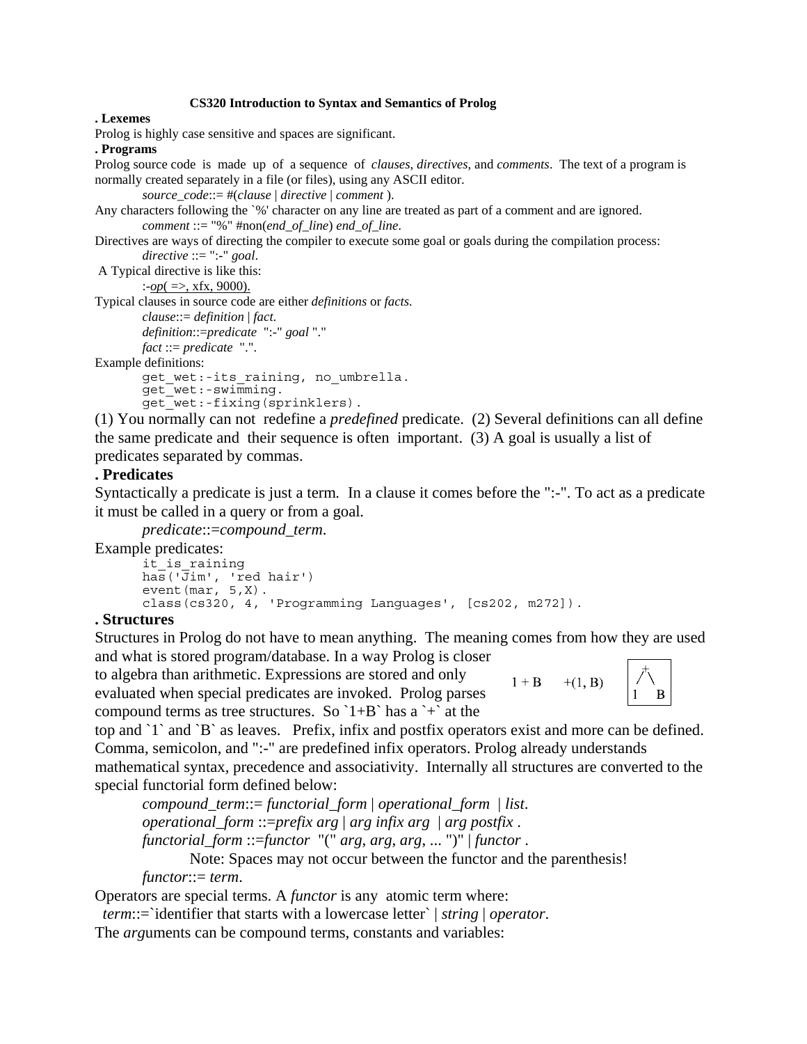**CS320 Introduction to Syntax and Semantics of Prolog**

**. Lexemes**

Prolog is highly case sensitive and spaces are significant.

**. Programs**

Prolog source code is made up of a sequence of *clauses*, *directives*, and *comments*. The text of a program is normally created separately in a file (or files), using any ASCII editor.

*source_code*::= #(*clause* | *directive* | *comment* ).

Any characters following the `%' character on any line are treated as part of a comment and are ignored.

*comment* ::= "%" #non(*end_of_line*) *end_of_line*.

Directives are ways of directing the compiler to execute some goal or goals during the compilation process:

*directive* ::= ":-" *goal*.

A Typical directive is like this:

:-*op*( =>, xfx, 9000).

Typical clauses in source code are either *definitions* or *facts*.

*clause*::= *definition* | *fact*.

*definition*::=*predicate* ":-" *goal* "."

*fact* ::= *predicate* ".".

Example definitions:

```
get_wet:-its_raining, no_umbrella.
get_wet:-swimming.
get_wet:-fixing(sprinklers).
```

(1) You normally can not redefine a *predefined* predicate. (2) Several definitions can all define the same predicate and their sequence is often important. (3) A goal is usually a list of predicates separated by commas.

**. Predicates**

Syntactically a predicate is just a term. In a clause it comes before the ":-". To act as a predicate it must be called in a query or from a goal.

*predicate*::=*compound_term*.

Example predicates:

```
it_is_raining
has('Jim', 'red hair')
event(mar, 5,X).
class(cs320, 4, 'Programming Languages', [cs202, m272]).
```

**. Structures**

Structures in Prolog do not have to mean anything. The meaning comes from how they are used and what is stored program/database. In a way Prolog is closer to algebra than arithmetic. Expressions are stored and only evaluated when special predicates are invoked. Prolog parses compound terms as tree structures. So `1+B` has a `+` at the top and `1` and `B` as leaves. Prefix, infix and postfix operators exist and more can be defined. Comma, semicolon, and ":-" are predefined infix operators. Prolog already understands mathematical syntax, precedence and associativity. Internally all structures are converted to the special functorial form defined below:

```
1 + B      +(1, B)        +
                         / \
                        1   B
```

*compound_term*::= *functorial_form* | *operational_form* | *list*.

*operational_form* ::=*prefix arg* | *arg infix arg* | *arg postfix* .

*functorial_form* ::=*functor* "(" *arg*, *arg*, *arg*, ... ")" | *functor* .

Note: Spaces may not occur between the functor and the parenthesis!

*functor*::= *term*.

Operators are special terms. A *functor* is any atomic term where:

*term*::=`identifier that starts with a lowercase letter` | *string* | *operator*.

The *arg*uments can be compound terms, constants and variables: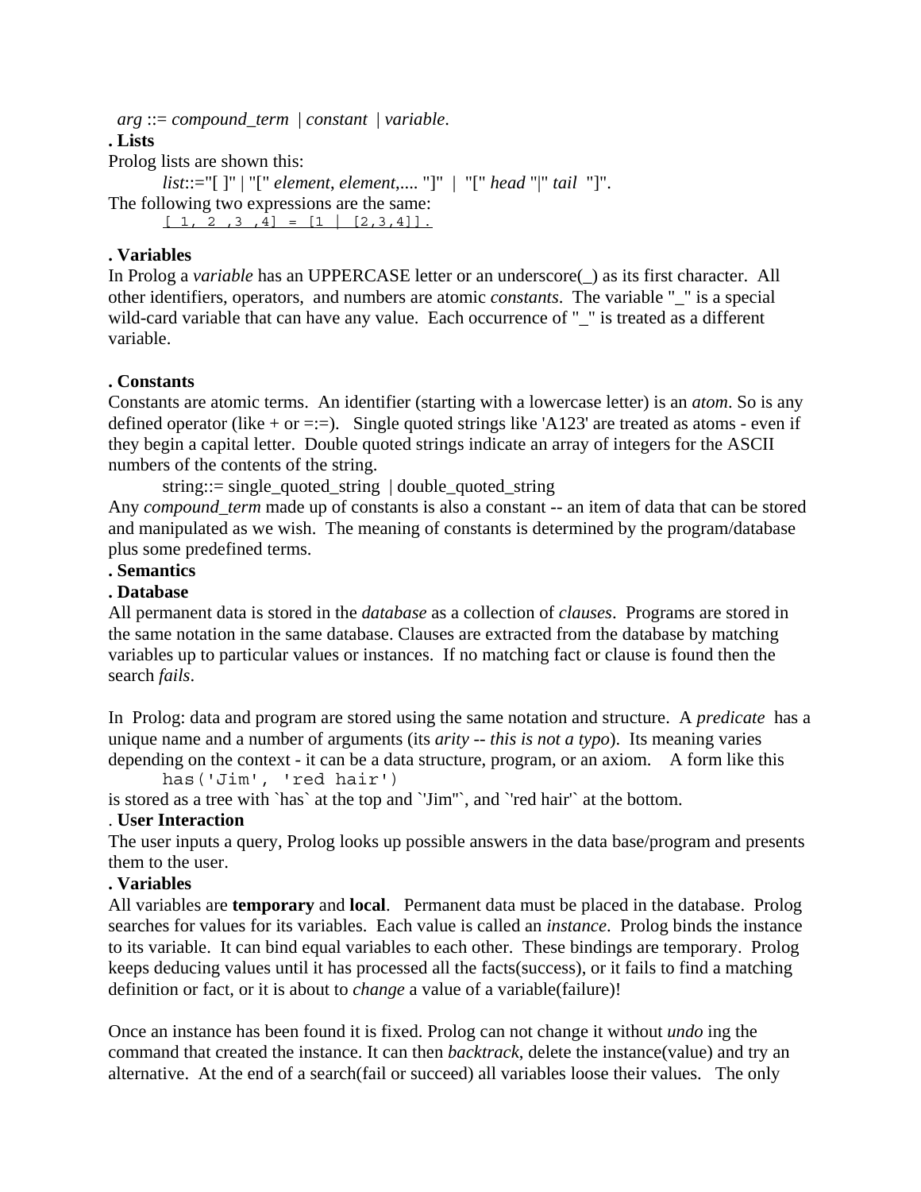*arg* ::= *compound_term* | *constant* | *variable*.

**. Lists**

Prolog lists are shown this:

*list*::="[ ]" | "[" *element*, *element*,.... "]" | "[" *head* "|" *tail* "]".

The following two expressions are the same:

```
[ 1, 2 ,3 ,4] = [1 | [2,3,4]].
```

**. Variables**

In Prolog a *variable* has an UPPERCASE letter or an underscore(_) as its first character. All other identifiers, operators, and numbers are atomic *constants*. The variable "_" is a special wild-card variable that can have any value. Each occurrence of "_" is treated as a different variable.

**. Constants**

Constants are atomic terms. An identifier (starting with a lowercase letter) is an *atom*. So is any defined operator (like + or =:=). Single quoted strings like 'A123' are treated as atoms - even if they begin a capital letter. Double quoted strings indicate an array of integers for the ASCII numbers of the contents of the string.

string::= single_quoted_string | double_quoted_string

Any *compound_term* made up of constants is also a constant -- an item of data that can be stored and manipulated as we wish. The meaning of constants is determined by the program/database plus some predefined terms.

**. Semantics**

**. Database**

All permanent data is stored in the *database* as a collection of *clauses*. Programs are stored in the same notation in the same database. Clauses are extracted from the database by matching variables up to particular values or instances. If no matching fact or clause is found then the search *fails*.

In Prolog: data and program are stored using the same notation and structure. A *predicate* has a unique name and a number of arguments (its *arity* -- *this is not a typo*). Its meaning varies depending on the context - it can be a data structure, program, or an axiom. A form like this

```
has('Jim', 'red hair')
```

is stored as a tree with `has` at the top and `'Jim'`, and `'red hair'` at the bottom.

. **User Interaction**

The user inputs a query, Prolog looks up possible answers in the data base/program and presents them to the user.

**. Variables**

All variables are **temporary** and **local**. Permanent data must be placed in the database. Prolog searches for values for its variables. Each value is called an *instance*. Prolog binds the instance to its variable. It can bind equal variables to each other. These bindings are temporary. Prolog keeps deducing values until it has processed all the facts(success), or it fails to find a matching definition or fact, or it is about to *change* a value of a variable(failure)!

Once an instance has been found it is fixed. Prolog can not change it without *undo* ing the command that created the instance. It can then *backtrack*, delete the instance(value) and try an alternative. At the end of a search(fail or succeed) all variables loose their values. The only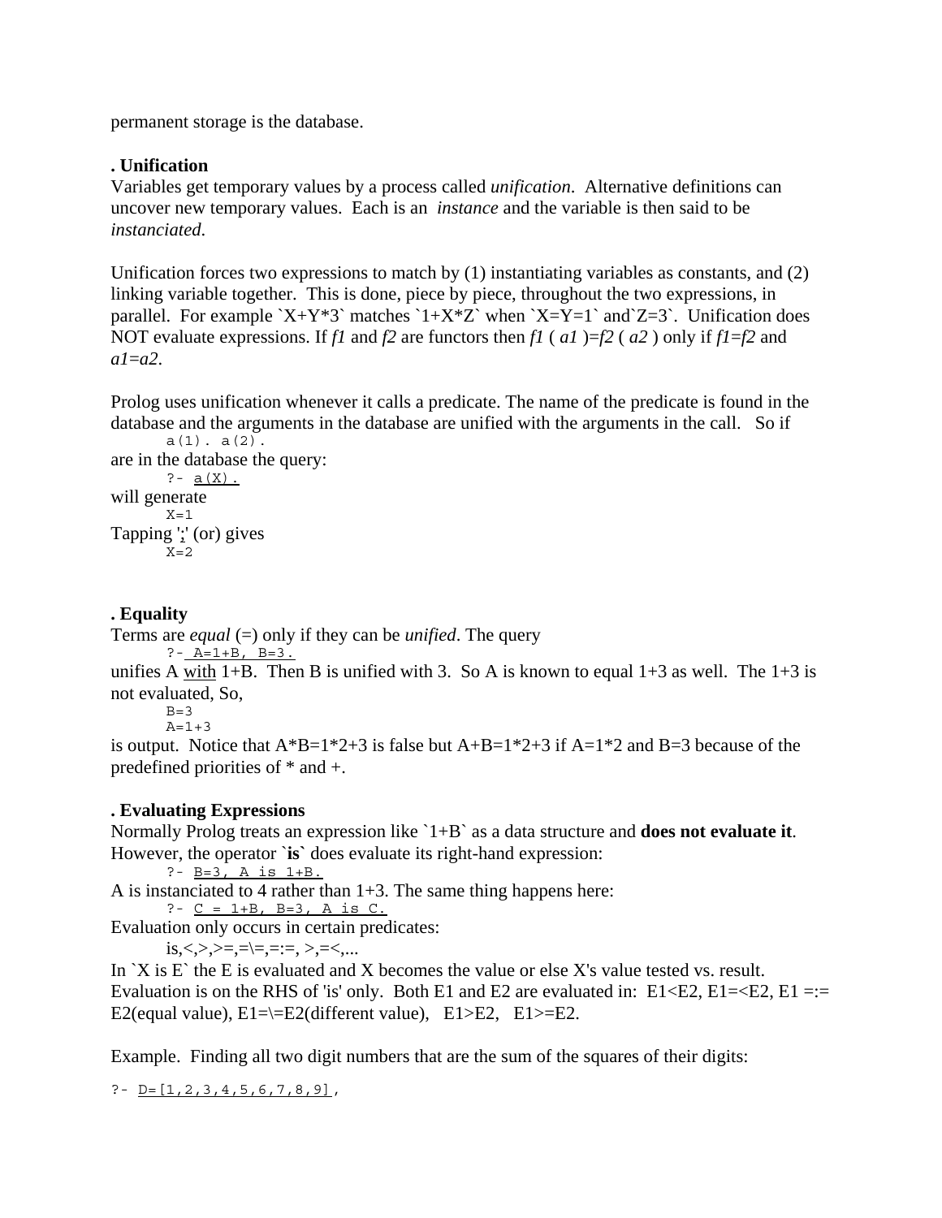permanent storage is the database.

### . Unification

Variables get temporary values by a process called *unification*. Alternative definitions can uncover new temporary values. Each is an *instance* and the variable is then said to be *instanciated*.

Unification forces two expressions to match by (1) instantiating variables as constants, and (2) linking variable together. This is done, piece by piece, throughout the two expressions, in parallel. For example `X+Y*3` matches `1+X*Z` when `X=Y=1` and`Z=3`. Unification does NOT evaluate expressions. If *f1* and *f2* are functors then *f1* ( *a1* )=*f2* ( *a2* ) only if *f1*=*f2* and *a1*=*a2*.

Prolog uses unification whenever it calls a predicate. The name of the predicate is found in the database and the arguments in the database are unified with the arguments in the call. So if

```
a(1). a(2).
```

are in the database the query:

```
?- a(X).
```

will generate

```
X=1
```

Tapping ';' (or) gives

```
X=2
```

### . Equality

Terms are *equal* (=) only if they can be *unified*. The query

```
?- A=1+B, B=3.
```

unifies A with 1+B. Then B is unified with 3. So A is known to equal 1+3 as well. The 1+3 is not evaluated, So,

```
B=3
A=1+3
```

is output. Notice that A*B=1*2+3 is false but A+B=1*2+3 if A=1*2 and B=3 because of the predefined priorities of * and +.

### . Evaluating Expressions

Normally Prolog treats an expression like `1+B` as a data structure and **does not evaluate it**. However, the operator `**is**` does evaluate its right-hand expression:

```
?- B=3, A is 1+B.
```

A is instanciated to 4 rather than 1+3. The same thing happens here:

```
?- C = 1+B, B=3, A is C.
```

Evaluation only occurs in certain predicates:

is,<,>,>=,=\=,=:=, >,=<,...

In `X is E` the E is evaluated and X becomes the value or else X's value tested vs. result. Evaluation is on the RHS of 'is' only. Both E1 and E2 are evaluated in: E1<E2, E1=<E2, E1 =:= E2(equal value), E1=\=E2(different value), E1>E2, E1>=E2.

Example. Finding all two digit numbers that are the sum of the squares of their digits:

```
?- D=[1,2,3,4,5,6,7,8,9],
```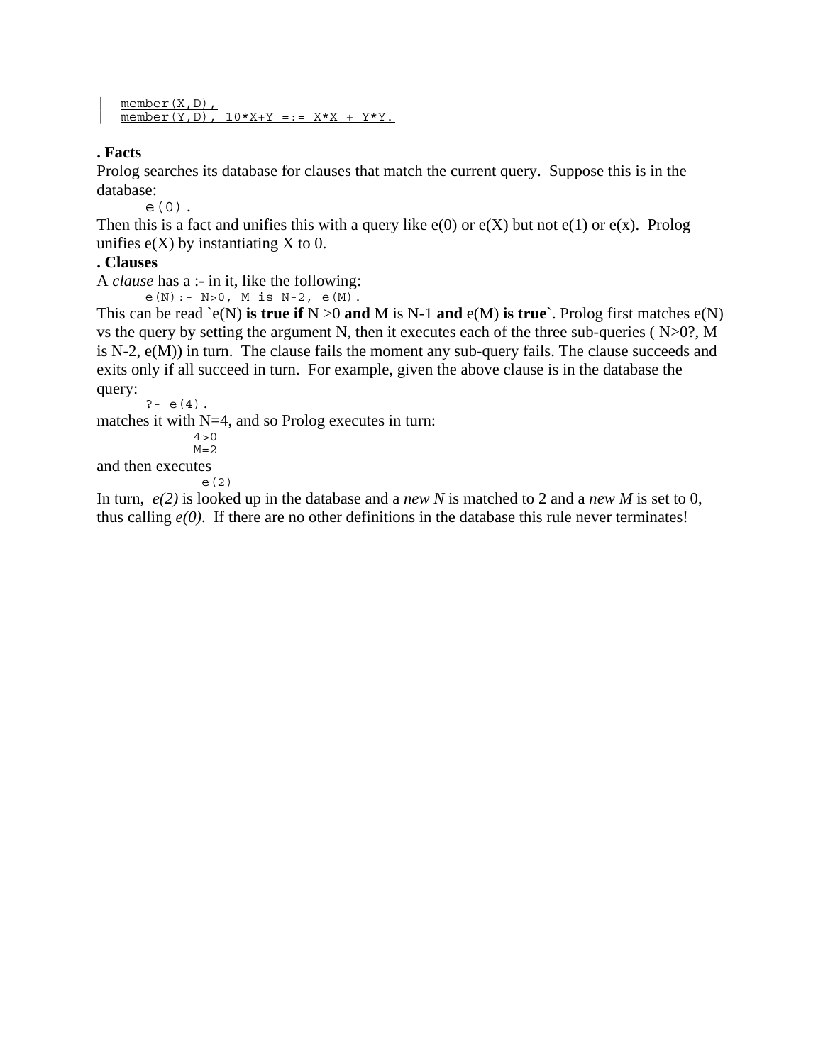```
member(X,D),
member(Y,D), 10*X+Y =:= X*X + Y*Y.
```

**. Facts**

Prolog searches its database for clauses that match the current query. Suppose this is in the database:

```
e(0).
```

Then this is a fact and unifies this with a query like e(0) or e(X) but not e(1) or e(x). Prolog unifies e(X) by instantiating X to 0.

**. Clauses**

A *clause* has a :- in it, like the following:

```
e(N):- N>0, M is N-2, e(M).
```

This can be read `e(N) **is true if** N >0 **and** M is N-1 **and** e(M) **is true**`. Prolog first matches e(N) vs the query by setting the argument N, then it executes each of the three sub-queries ( N>0?, M is N-2, e(M)) in turn. The clause fails the moment any sub-query fails. The clause succeeds and exits only if all succeed in turn. For example, given the above clause is in the database the query:

```
?- e(4).
```

matches it with N=4, and so Prolog executes in turn:

```
4>0
M=2
```

and then executes

```
e(2)
```

In turn, *e(2)* is looked up in the database and a *new N* is matched to 2 and a *new M* is set to 0, thus calling *e(0)*. If there are no other definitions in the database this rule never terminates!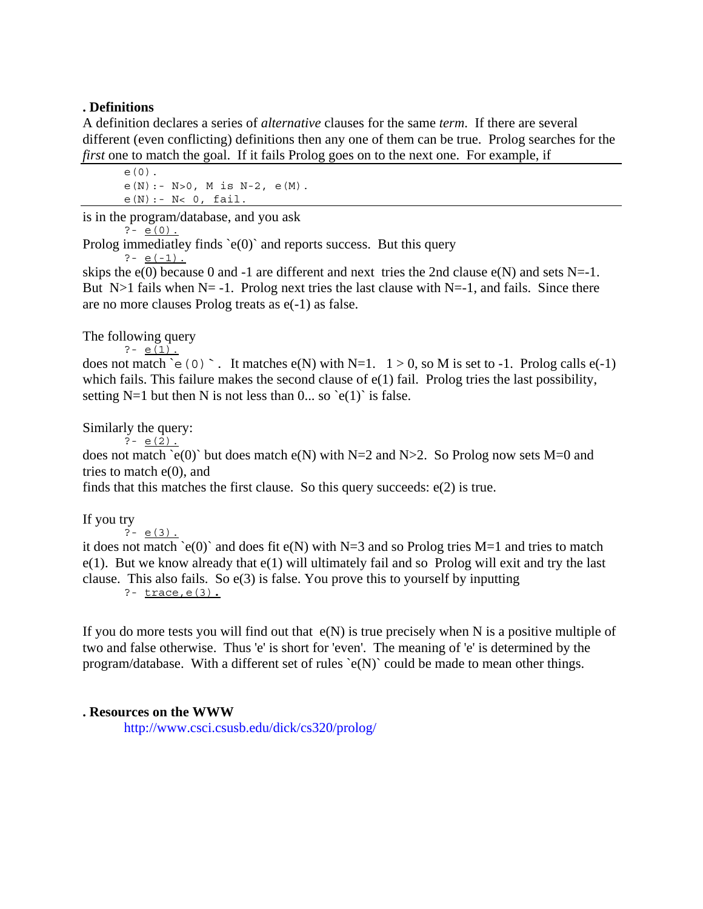**. Definitions**

A definition declares a series of *alternative* clauses for the same *term*. If there are several different (even conflicting) definitions then any one of them can be true. Prolog searches for the *first* one to match the goal. If it fails Prolog goes on to the next one. For example, if

```
e(0).
e(N):- N>0, M is N-2, e(M).
e(N):- N< 0, fail.
```

is in the program/database, and you ask

```
?- e(0).
```

Prolog immediatley finds `e(0)` and reports success. But this query

```
?- e(-1).
```

skips the e(0) because 0 and -1 are different and next tries the 2nd clause e(N) and sets N=-1. But N>1 fails when N= -1. Prolog next tries the last clause with N=-1, and fails. Since there are no more clauses Prolog treats as e(-1) as false.

The following query

```
?- e(1).
```

does not match `e(0)`. It matches e(N) with N=1. 1 > 0, so M is set to -1. Prolog calls e(-1) which fails. This failure makes the second clause of e(1) fail. Prolog tries the last possibility, setting N=1 but then N is not less than 0... so `e(1)` is false.

Similarly the query:

```
?- e(2).
```

does not match `e(0)` but does match e(N) with N=2 and N>2. So Prolog now sets M=0 and tries to match e(0), and
finds that this matches the first clause. So this query succeeds: e(2) is true.

If you try

```
?- e(3).
```

it does not match `e(0)` and does fit e(N) with N=3 and so Prolog tries M=1 and tries to match e(1). But we know already that e(1) will ultimately fail and so Prolog will exit and try the last clause. This also fails. So e(3) is false. You prove this to yourself by inputting

```
?- trace,e(3).
```

If you do more tests you will find out that e(N) is true precisely when N is a positive multiple of two and false otherwise. Thus 'e' is short for 'even'. The meaning of 'e' is determined by the program/database. With a different set of rules `e(N)` could be made to mean other things.

**. Resources on the WWW**

http://www.csci.csusb.edu/dick/cs320/prolog/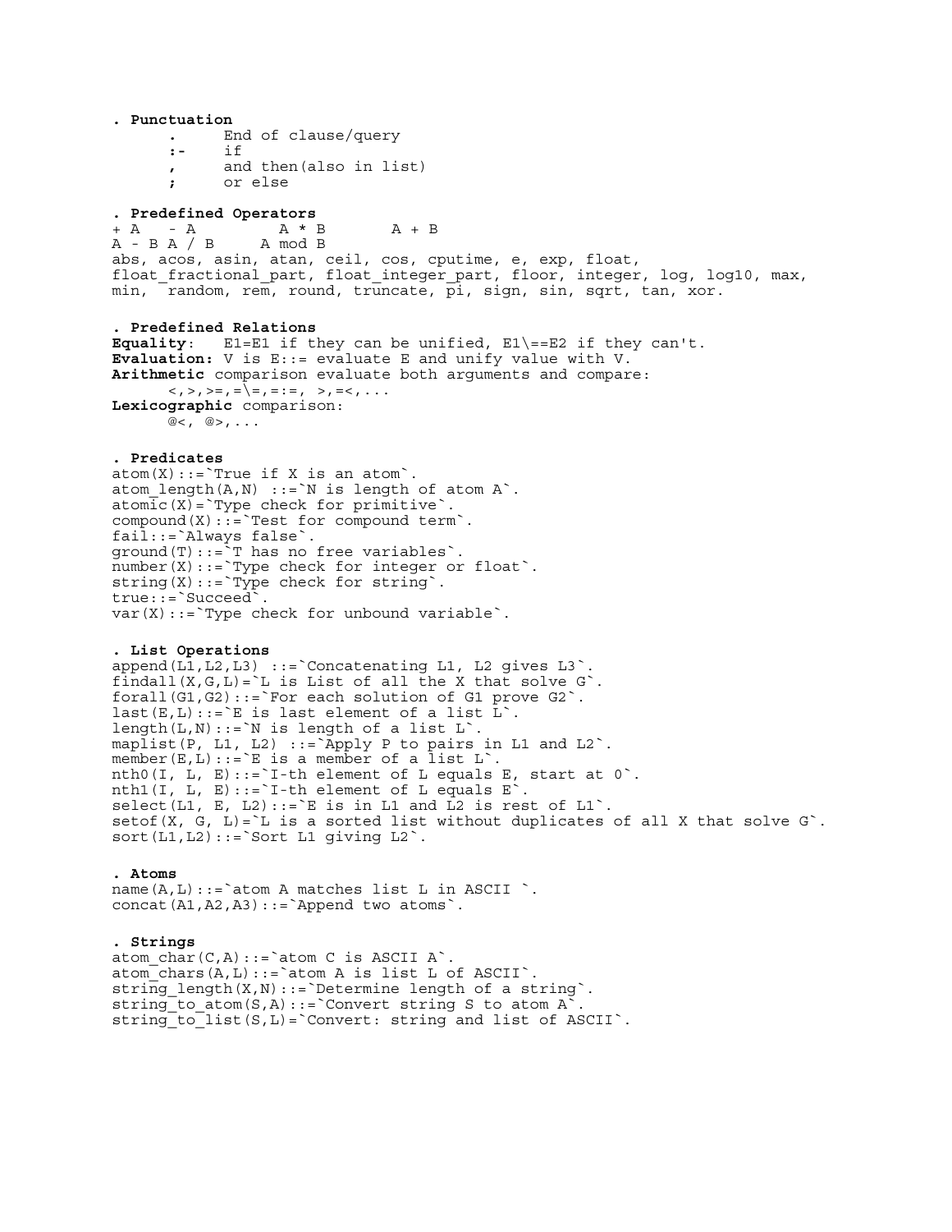**. Punctuation**

```
      .     End of clause/query
      :-    if
      ,     and then(also in list)
      ;     or else
```

**. Predefined Operators**

```
+ A   - A        A * B       A + B
A - B A / B     A mod B
abs, acos, asin, atan, ceil, cos, cputime, e, exp, float,
float_fractional_part, float_integer_part, floor, integer, log, log10, max,
min,  random, rem, round, truncate, pi, sign, sin, sqrt, tan, xor.
```

**. Predefined Relations**

**Equality**:  E1=E1 if they can be unified, E1\==E2 if they can't.
**Evaluation:** V is E::= evaluate E and unify value with V.
**Arithmetic** comparison evaluate both arguments and compare:

```
      <,>,>=,=\=,=:=, >,=<,...
```

**Lexicographic** comparison:

```
      @<, @>,...
```

**. Predicates**

```
atom(X)::=`True if X is an atom`.
atom_length(A,N) ::=`N is length of atom A`.
atomic(X)=`Type check for primitive`.
compound(X)::=`Test for compound term`.
fail::=`Always false`.
ground(T)::=`T has no free variables`.
number(X)::=`Type check for integer or float`.
string(X)::=`Type check for string`.
true::=`Succeed`.
var(X)::=`Type check for unbound variable`.
```

**. List Operations**

```
append(L1,L2,L3) ::=`Concatenating L1, L2 gives L3`.
findall(X,G,L)=`L is List of all the X that solve G`.
forall(G1,G2)::=`For each solution of G1 prove G2`.
last(E,L)::=`E is last element of a list L`.
length(L,N)::=`N is length of a list L`.
maplist(P, L1, L2) ::=`Apply P to pairs in L1 and L2`.
member(E,L)::=`E is a member of a list L`.
nth0(I, L, E)::=`I-th element of L equals E, start at 0`.
nth1(I, L, E)::=`I-th element of L equals E`.
select(L1, E, L2)::=`E is in L1 and L2 is rest of L1`.
setof(X, G, L)=`L is a sorted list without duplicates of all X that solve G`.
sort(L1,L2)::=`Sort L1 giving L2`.
```

**. Atoms**

```
name(A,L)::=`atom A matches list L in ASCII `.
concat(A1,A2,A3)::=`Append two atoms`.
```

**. Strings**

```
atom_char(C,A)::=`atom C is ASCII A`.
atom_chars(A,L)::=`atom A is list L of ASCII`.
string_length(X,N)::=`Determine length of a string`.
string_to_atom(S,A)::=`Convert string S to atom A`.
string_to_list(S,L)=`Convert: string and list of ASCII`.
```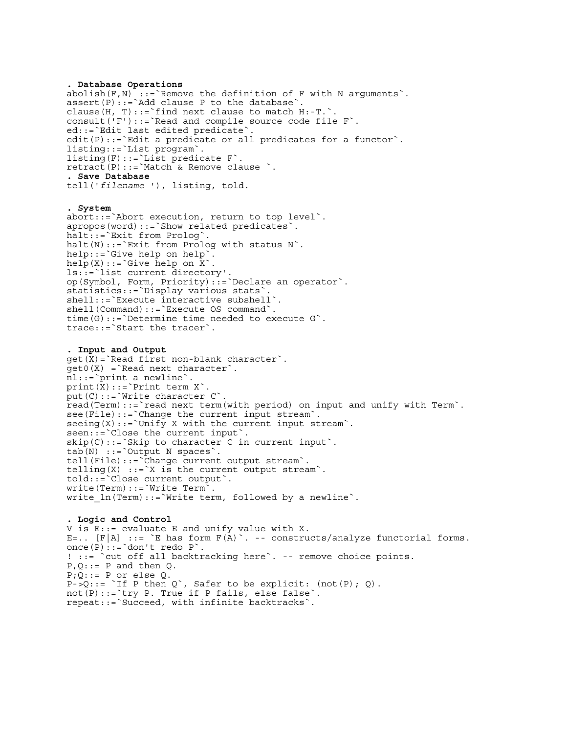**. Database Operations**

```
abolish(F,N) ::=`Remove the definition of F with N arguments`.
assert(P)::=`Add clause P to the database`.
clause(H, T)::=`find next clause to match H:-T.`.
consult('F')::=`Read and compile source code file F`.
ed::=`Edit last edited predicate`.
edit(P)::=`Edit a predicate or all predicates for a functor`.
listing::=`List program`.
listing(F)::=`List predicate F`.
retract(P)::=`Match & Remove clause `.
```

**. Save Database**

tell('*filename* '), listing, told.

**. System**

```
abort::=`Abort execution, return to top level`.
apropos(word)::=`Show related predicates`.
halt::=`Exit from Prolog`.
halt(N)::=`Exit from Prolog with status N`.
help::=`Give help on help`.
help(X)::=`Give help on X`.
ls::=`list current directory'.
op(Symbol, Form, Priority)::=`Declare an operator`.
statistics::=`Display various stats`.
shell::=`Execute interactive subshell`.
shell(Command)::=`Execute OS command`.
time(G)::=`Determine time needed to execute G`.
trace::=`Start the tracer`.
```

**. Input and Output**

```
get(X)=`Read first non-blank character`.
get0(X) =`Read next character`.
nl::=`print a newline`.
print(X)::=`Print term X`.
put(C)::=`Write character C`.
read(Term)::=`read next term(with period) on input and unify with Term`.
see(File)::=`Change the current input stream`.
seeing(X)::=`Unify X with the current input stream`.
seen::=`Close the current input`.
skip(C)::=`Skip to character C in current input`.
tab(N) ::=`Output N spaces`.
tell(File)::=`Change current output stream`.
telling(X) ::=`X is the current output stream`.
told::=`Close current output`.
write(Term)::=`Write Term`.
write_ln(Term)::=`Write term, followed by a newline`.
```

**. Logic and Control**

```
V is E::= evaluate E and unify value with X.
E=.. [F|A] ::= `E has form F(A)`. -- constructs/analyze functorial forms.
once(P)::=`don't redo P`.
! ::= `cut off all backtracking here`. -- remove choice points.
P,Q::= P and then Q.
P;Q::= P or else Q.
P->Q::= `If P then Q`, Safer to be explicit: (not(P); Q).
not(P)::=`try P. True if P fails, else false`.
repeat::=`Succeed, with infinite backtracks`.
```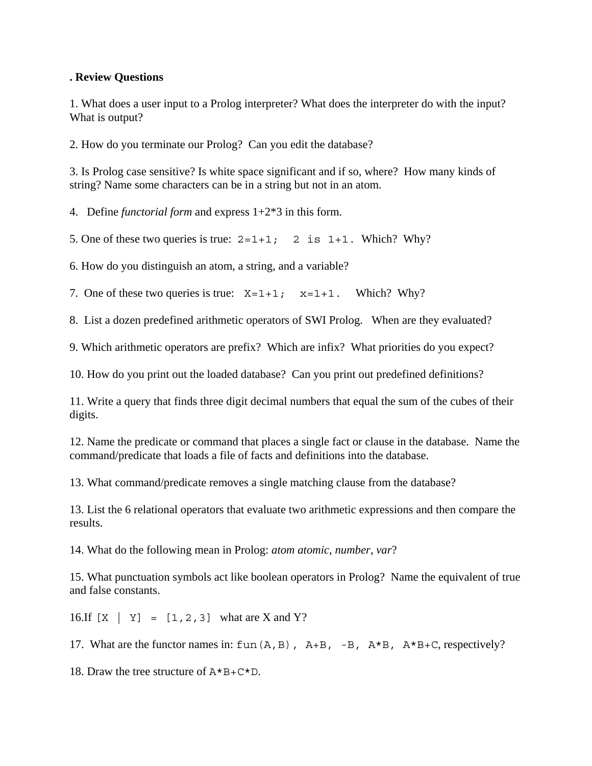**. Review Questions**

1. What does a user input to a Prolog interpreter? What does the interpreter do with the input? What is output?

2. How do you terminate our Prolog? Can you edit the database?

3. Is Prolog case sensitive? Is white space significant and if so, where? How many kinds of string? Name some characters can be in a string but not in an atom.

4. Define *functorial form* and express 1+2*3 in this form.

5. One of these two queries is true: `2=1+1;  2 is 1+1.` Which? Why?

6. How do you distinguish an atom, a string, and a variable?

7. One of these two queries is true: `X=1+1;  x=1+1.` Which? Why?

8. List a dozen predefined arithmetic operators of SWI Prolog. When are they evaluated?

9. Which arithmetic operators are prefix? Which are infix? What priorities do you expect?

10. How do you print out the loaded database? Can you print out predefined definitions?

11. Write a query that finds three digit decimal numbers that equal the sum of the cubes of their digits.

12. Name the predicate or command that places a single fact or clause in the database. Name the command/predicate that loads a file of facts and definitions into the database.

13. What command/predicate removes a single matching clause from the database?

13. List the 6 relational operators that evaluate two arithmetic expressions and then compare the results.

14. What do the following mean in Prolog: *atom atomic*, *number*, *var*?

15. What punctuation symbols act like boolean operators in Prolog? Name the equivalent of true and false constants.

16.If `[X | Y] = [1,2,3]` what are X and Y?

17. What are the functor names in: `fun(A,B), A+B, -B, A*B, A*B+C`, respectively?

18. Draw the tree structure of `A*B+C*D`.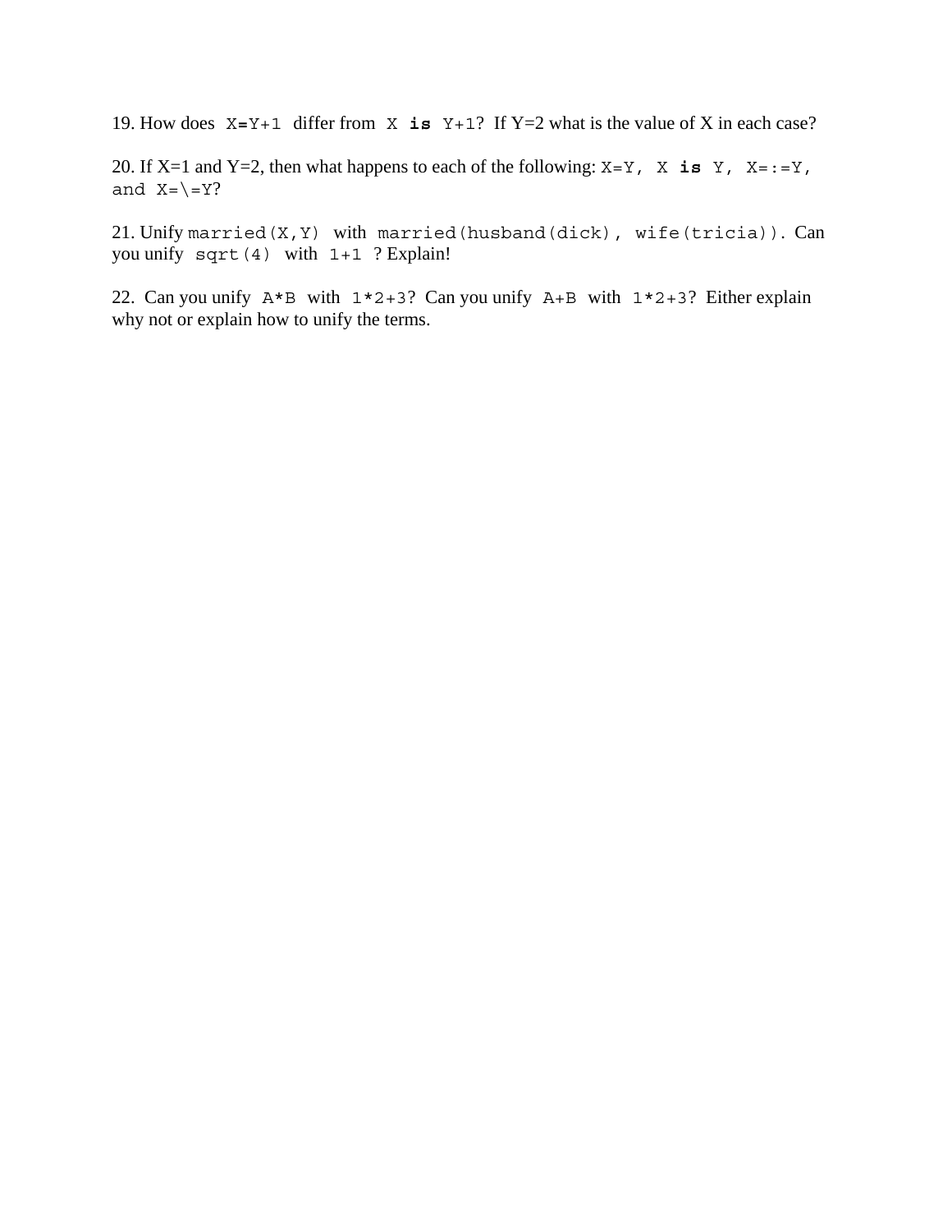19. How does `X=Y+1` differ from `X is Y+1`? If Y=2 what is the value of X in each case?

20. If X=1 and Y=2, then what happens to each of the following: `X=Y`, `X is Y`, `X=:=Y`, and `X=\=Y`?

21. Unify `married(X,Y)` with `married(husband(dick), wife(tricia))`. Can you unify `sqrt(4)` with `1+1` ? Explain!

22. Can you unify `A*B` with `1*2+3`? Can you unify `A+B` with `1*2+3`? Either explain why not or explain how to unify the terms.